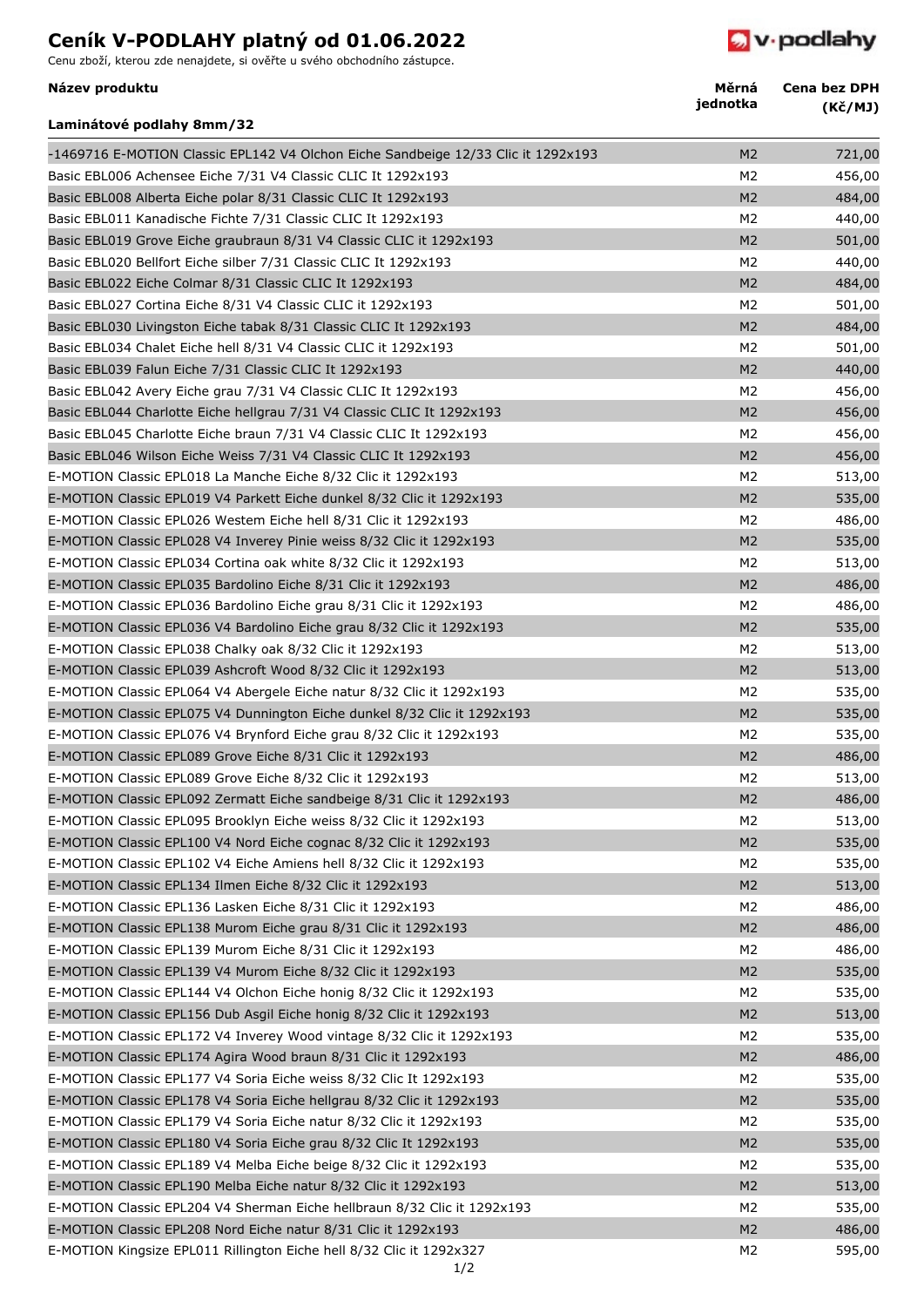# Ceník V-PODLAHY platný od 01.06.2022

Cenu zboží, kterou zde nenajdete, si ověřte u svého obchodního zástupce.

| Název produktu | Měrná jednotka | Cena bez DPH (Kč/MJ) |
| --- | --- | --- |
| **Laminátové podlahy 8mm/32** | | |
| -1469716 E-MOTION Classic EPL142 V4 Olchon Eiche Sandbeige 12/33 Clic it 1292x193 | M2 | 721,00 |
| Basic EBL006 Achensee Eiche 7/31 V4 Classic CLIC It 1292x193 | M2 | 456,00 |
| Basic EBL008 Alberta Eiche polar 8/31 Classic CLIC It 1292x193 | M2 | 484,00 |
| Basic EBL011 Kanadische Fichte 7/31 Classic CLIC It 1292x193 | M2 | 440,00 |
| Basic EBL019 Grove Eiche graubraun 8/31 V4 Classic CLIC it 1292x193 | M2 | 501,00 |
| Basic EBL020 Bellfort Eiche silber 7/31 Classic CLIC It 1292x193 | M2 | 440,00 |
| Basic EBL022 Eiche Colmar 8/31 Classic CLIC It 1292x193 | M2 | 484,00 |
| Basic EBL027 Cortina Eiche 8/31 V4 Classic CLIC it 1292x193 | M2 | 501,00 |
| Basic EBL030 Livingston Eiche tabak 8/31 Classic CLIC It 1292x193 | M2 | 484,00 |
| Basic EBL034 Chalet Eiche hell 8/31 V4 Classic CLIC it 1292x193 | M2 | 501,00 |
| Basic EBL039 Falun Eiche 7/31 Classic CLIC It 1292x193 | M2 | 440,00 |
| Basic EBL042 Avery Eiche grau 7/31 V4 Classic CLIC It 1292x193 | M2 | 456,00 |
| Basic EBL044 Charlotte Eiche hellgrau 7/31 V4 Classic CLIC It 1292x193 | M2 | 456,00 |
| Basic EBL045 Charlotte Eiche braun 7/31 V4 Classic CLIC It 1292x193 | M2 | 456,00 |
| Basic EBL046 Wilson Eiche Weiss 7/31 V4 Classic CLIC It 1292x193 | M2 | 456,00 |
| E-MOTION Classic EPL018 La Manche Eiche 8/32 Clic it 1292x193 | M2 | 513,00 |
| E-MOTION Classic EPL019 V4 Parkett Eiche dunkel 8/32 Clic it 1292x193 | M2 | 535,00 |
| E-MOTION Classic EPL026 Westem Eiche hell 8/31 Clic it 1292x193 | M2 | 486,00 |
| E-MOTION Classic EPL028 V4 Inverey Pinie weiss 8/32 Clic it 1292x193 | M2 | 535,00 |
| E-MOTION Classic EPL034 Cortina oak white 8/32 Clic it 1292x193 | M2 | 513,00 |
| E-MOTION Classic EPL035 Bardolino Eiche 8/31 Clic it 1292x193 | M2 | 486,00 |
| E-MOTION Classic EPL036 Bardolino Eiche grau 8/31 Clic it 1292x193 | M2 | 486,00 |
| E-MOTION Classic EPL036 V4 Bardolino Eiche grau 8/32 Clic it 1292x193 | M2 | 535,00 |
| E-MOTION Classic EPL038 Chalky oak 8/32 Clic it 1292x193 | M2 | 513,00 |
| E-MOTION Classic EPL039 Ashcroft Wood 8/32 Clic it 1292x193 | M2 | 513,00 |
| E-MOTION Classic EPL064 V4 Abergele Eiche natur 8/32 Clic it 1292x193 | M2 | 535,00 |
| E-MOTION Classic EPL075 V4 Dunnington Eiche dunkel 8/32 Clic it 1292x193 | M2 | 535,00 |
| E-MOTION Classic EPL076 V4 Brynford Eiche grau 8/32 Clic it 1292x193 | M2 | 535,00 |
| E-MOTION Classic EPL089 Grove Eiche 8/31 Clic it 1292x193 | M2 | 486,00 |
| E-MOTION Classic EPL089 Grove Eiche 8/32 Clic it 1292x193 | M2 | 513,00 |
| E-MOTION Classic EPL092 Zermatt Eiche sandbeige 8/31 Clic it 1292x193 | M2 | 486,00 |
| E-MOTION Classic EPL095 Brooklyn Eiche weiss 8/32 Clic it 1292x193 | M2 | 513,00 |
| E-MOTION Classic EPL100 V4 Nord Eiche cognac 8/32 Clic it 1292x193 | M2 | 535,00 |
| E-MOTION Classic EPL102 V4 Eiche Amiens hell 8/32 Clic it 1292x193 | M2 | 535,00 |
| E-MOTION Classic EPL134 Ilmen Eiche 8/32 Clic it 1292x193 | M2 | 513,00 |
| E-MOTION Classic EPL136 Lasken Eiche 8/31 Clic it 1292x193 | M2 | 486,00 |
| E-MOTION Classic EPL138 Murom Eiche grau 8/31 Clic it 1292x193 | M2 | 486,00 |
| E-MOTION Classic EPL139 Murom Eiche 8/31 Clic it 1292x193 | M2 | 486,00 |
| E-MOTION Classic EPL139 V4 Murom Eiche 8/32 Clic it 1292x193 | M2 | 535,00 |
| E-MOTION Classic EPL144 V4 Olchon Eiche honig 8/32 Clic it 1292x193 | M2 | 535,00 |
| E-MOTION Classic EPL156 Dub Asgil Eiche honig 8/32 Clic it 1292x193 | M2 | 513,00 |
| E-MOTION Classic EPL172 V4 Inverey Wood vintage 8/32 Clic it 1292x193 | M2 | 535,00 |
| E-MOTION Classic EPL174 Agira Wood braun 8/31 Clic it 1292x193 | M2 | 486,00 |
| E-MOTION Classic EPL177 V4 Soria Eiche weiss 8/32 Clic It 1292x193 | M2 | 535,00 |
| E-MOTION Classic EPL178 V4 Soria Eiche hellgrau 8/32 Clic it 1292x193 | M2 | 535,00 |
| E-MOTION Classic EPL179 V4 Soria Eiche natur 8/32 Clic it 1292x193 | M2 | 535,00 |
| E-MOTION Classic EPL180 V4 Soria Eiche grau 8/32 Clic It 1292x193 | M2 | 535,00 |
| E-MOTION Classic EPL189 V4 Melba Eiche beige 8/32 Clic it 1292x193 | M2 | 535,00 |
| E-MOTION Classic EPL190 Melba Eiche natur 8/32 Clic it 1292x193 | M2 | 513,00 |
| E-MOTION Classic EPL204 V4 Sherman Eiche hellbraun 8/32 Clic it 1292x193 | M2 | 535,00 |
| E-MOTION Classic EPL208 Nord Eiche natur 8/31 Clic it 1292x193 | M2 | 486,00 |
| E-MOTION Kingsize EPL011 Rillington Eiche hell 8/32 Clic it 1292x327 | M2 | 595,00 |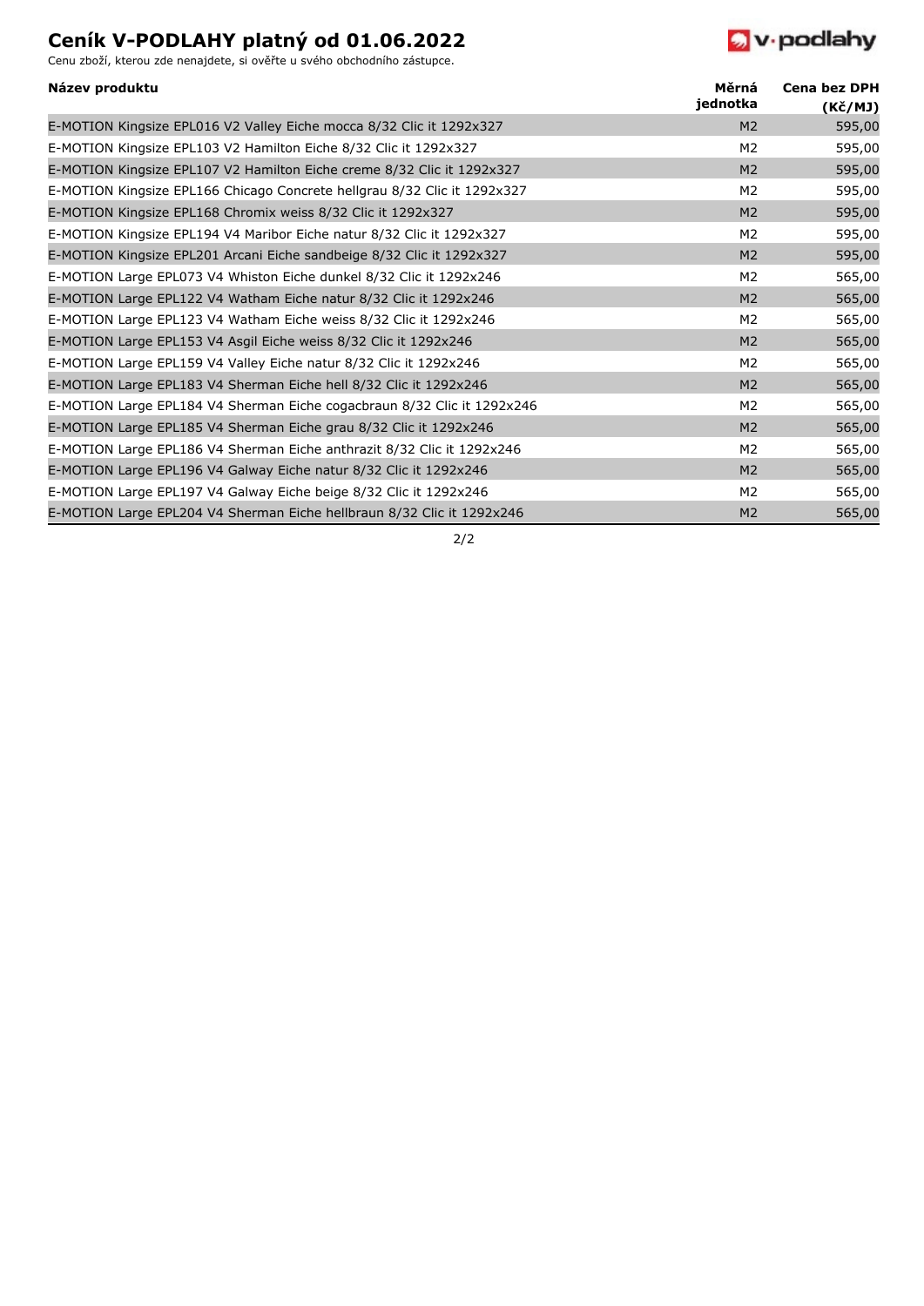# Ceník V-PODLAHY platný od 01.06.2022

Cenu zboží, kterou zde nenajdete, si ověřte u svého obchodního zástupce.

| Název produktu | Měrná jednotka | Cena bez DPH (Kč/MJ) |
| --- | --- | --- |
| E-MOTION Kingsize EPL016 V2 Valley Eiche mocca 8/32 Clic it 1292x327 | M2 | 595,00 |
| E-MOTION Kingsize EPL103 V2 Hamilton Eiche 8/32 Clic it 1292x327 | M2 | 595,00 |
| E-MOTION Kingsize EPL107 V2 Hamilton Eiche creme 8/32 Clic it 1292x327 | M2 | 595,00 |
| E-MOTION Kingsize EPL166 Chicago Concrete hellgrau 8/32 Clic it 1292x327 | M2 | 595,00 |
| E-MOTION Kingsize EPL168 Chromix weiss 8/32 Clic it 1292x327 | M2 | 595,00 |
| E-MOTION Kingsize EPL194 V4 Maribor Eiche natur 8/32 Clic it 1292x327 | M2 | 595,00 |
| E-MOTION Kingsize EPL201 Arcani Eiche sandbeige 8/32 Clic it 1292x327 | M2 | 595,00 |
| E-MOTION Large EPL073 V4 Whiston Eiche dunkel 8/32 Clic it 1292x246 | M2 | 565,00 |
| E-MOTION Large EPL122 V4 Watham Eiche natur 8/32 Clic it 1292x246 | M2 | 565,00 |
| E-MOTION Large EPL123 V4 Watham Eiche weiss 8/32 Clic it 1292x246 | M2 | 565,00 |
| E-MOTION Large EPL153 V4 Asgil Eiche weiss 8/32 Clic it 1292x246 | M2 | 565,00 |
| E-MOTION Large EPL159 V4 Valley Eiche natur 8/32 Clic it 1292x246 | M2 | 565,00 |
| E-MOTION Large EPL183 V4 Sherman Eiche hell 8/32 Clic it 1292x246 | M2 | 565,00 |
| E-MOTION Large EPL184 V4 Sherman Eiche cogacbraun 8/32 Clic it 1292x246 | M2 | 565,00 |
| E-MOTION Large EPL185 V4 Sherman Eiche grau 8/32 Clic it 1292x246 | M2 | 565,00 |
| E-MOTION Large EPL186 V4 Sherman Eiche anthrazit 8/32 Clic it 1292x246 | M2 | 565,00 |
| E-MOTION Large EPL196 V4 Galway Eiche natur 8/32 Clic it 1292x246 | M2 | 565,00 |
| E-MOTION Large EPL197 V4 Galway Eiche beige 8/32 Clic it 1292x246 | M2 | 565,00 |
| E-MOTION Large EPL204 V4 Sherman Eiche hellbraun 8/32 Clic it 1292x246 | M2 | 565,00 |